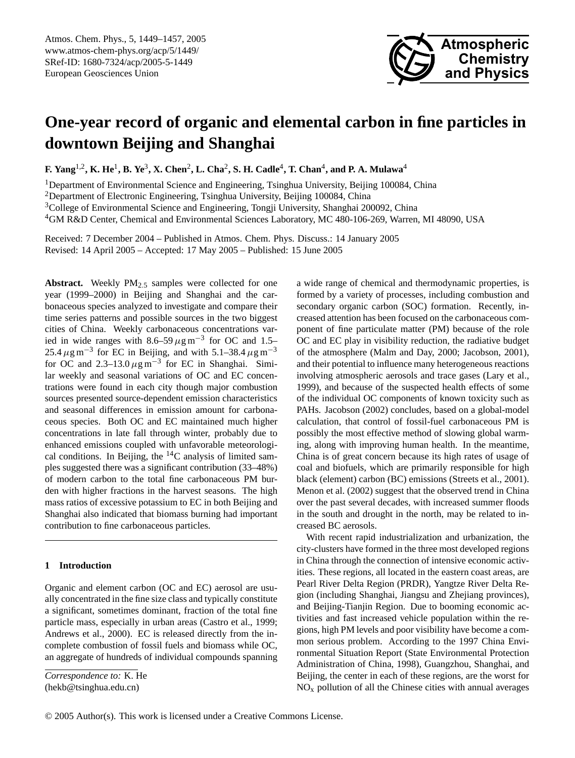# One-year record of organic and elemental carbon in fine particles in downtown Beijing and Shanghai

**F. Yang[1,2], K. He[1], B. Ye[3], X. Chen[2], L. Cha[2], S. H. Cadle[4], T. Chan[4], and P. A. Mulawa[4]**

[1]Department of Environmental Science and Engineering, Tsinghua University, Beijing 100084, China
[2]Department of Electronic Engineering, Tsinghua University, Beijing 100084, China
[3]College of Environmental Science and Engineering, Tongji University, Shanghai 200092, China
[4]GM R&D Center, Chemical and Environmental Sciences Laboratory, MC 480-106-269, Warren, MI 48090, USA

Received: 7 December 2004 – Published in Atmos. Chem. Phys. Discuss.: 14 January 2005
Revised: 14 April 2005 – Accepted: 17 May 2005 – Published: 15 June 2005

**Abstract.** Weekly $PM_{2.5}$ samples were collected for one year (1999–2000) in Beijing and Shanghai and the carbonaceous species analyzed to investigate and compare their time series patterns and possible sources in the two biggest cities of China. Weekly carbonaceous concentrations varied in wide ranges with 8.6–59 $\mu g\,m^{-3}$ for OC and 1.5–25.4 $\mu g\,m^{-3}$ for EC in Beijing, and with 5.1–38.4 $\mu g\,m^{-3}$ for OC and 2.3–13.0 $\mu g\,m^{-3}$ for EC in Shanghai. Similar weekly and seasonal variations of OC and EC concentrations were found in each city though major combustion sources presented source-dependent emission characteristics and seasonal differences in emission amount for carbonaceous species. Both OC and EC maintained much higher concentrations in late fall through winter, probably due to enhanced emissions coupled with unfavorable meteorological conditions. In Beijing, the $^{14}C$ analysis of limited samples suggested there was a significant contribution (33–48%) of modern carbon to the total fine carbonaceous PM burden with higher fractions in the harvest seasons. The high mass ratios of excessive potassium to EC in both Beijing and Shanghai also indicated that biomass burning had important contribution to fine carbonaceous particles.

## 1 Introduction

Organic and element carbon (OC and EC) aerosol are usually concentrated in the fine size class and typically constitute a significant, sometimes dominant, fraction of the total fine particle mass, especially in urban areas (Castro et al., 1999; Andrews et al., 2000). EC is released directly from the incomplete combustion of fossil fuels and biomass while OC, an aggregate of hundreds of individual compounds spanning a wide range of chemical and thermodynamic properties, is formed by a variety of processes, including combustion and secondary organic carbon (SOC) formation. Recently, increased attention has been focused on the carbonaceous component of fine particulate matter (PM) because of the role OC and EC play in visibility reduction, the radiative budget of the atmosphere (Malm and Day, 2000; Jacobson, 2001), and their potential to influence many heterogeneous reactions involving atmospheric aerosols and trace gases (Lary et al., 1999), and because of the suspected health effects of some of the individual OC components of known toxicity such as PAHs. Jacobson (2002) concludes, based on a global-model calculation, that control of fossil-fuel carbonaceous PM is possibly the most effective method of slowing global warming, along with improving human health. In the meantime, China is of great concern because its high rates of usage of coal and biofuels, which are primarily responsible for high black (element) carbon (BC) emissions (Streets et al., 2001). Menon et al. (2002) suggest that the observed trend in China over the past several decades, with increased summer floods in the south and drought in the north, may be related to increased BC aerosols.

With recent rapid industrialization and urbanization, the city-clusters have formed in the three most developed regions in China through the connection of intensive economic activities. These regions, all located in the eastern coast areas, are Pearl River Delta Region (PRDR), Yangtze River Delta Region (including Shanghai, Jiangsu and Zhejiang provinces), and Beijing-Tianjin Region. Due to booming economic activities and fast increased vehicle population within the regions, high PM levels and poor visibility have become a common serious problem. According to the 1997 China Environmental Situation Report (State Environmental Protection Administration of China, 1998), Guangzhou, Shanghai, and Beijing, the center in each of these regions, are the worst for $NO_x$ pollution of all the Chinese cities with annual averages

*Correspondence to:* K. He
(hekb@tsinghua.edu.cn)

© 2005 Author(s). This work is licensed under a Creative Commons License.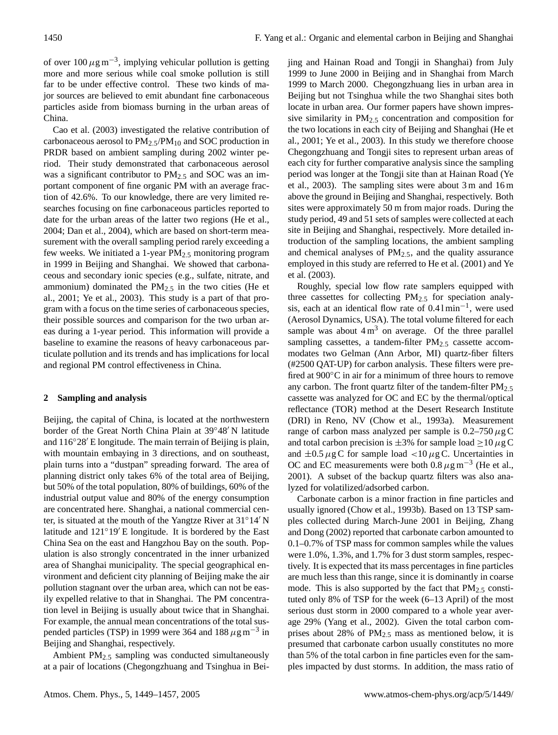of over 100 $\mu g\,m^{-3}$, implying vehicular pollution is getting more and more serious while coal smoke pollution is still far to be under effective control. These two kinds of major sources are believed to emit abundant fine carbonaceous particles aside from biomass burning in the urban areas of China.

Cao et al. (2003) investigated the relative contribution of carbonaceous aerosol to $PM_{2.5}$/$PM_{10}$ and SOC production in PRDR based on ambient sampling during 2002 winter period. Their study demonstrated that carbonaceous aerosol was a significant contributor to $PM_{2.5}$ and SOC was an important component of fine organic PM with an average fraction of 42.6%. To our knowledge, there are very limited researches focusing on fine carbonaceous particles reported to date for the urban areas of the latter two regions (He et al., 2004; Dan et al., 2004), which are based on short-term measurement with the overall sampling period rarely exceeding a few weeks. We initiated a 1-year $PM_{2.5}$ monitoring program in 1999 in Beijing and Shanghai. We showed that carbonaceous and secondary ionic species (e.g., sulfate, nitrate, and ammonium) dominated the $PM_{2.5}$ in the two cities (He et al., 2001; Ye et al., 2003). This study is a part of that program with a focus on the time series of carbonaceous species, their possible sources and comparison for the two urban areas during a 1-year period. This information will provide a baseline to examine the reasons of heavy carbonaceous particulate pollution and its trends and has implications for local and regional PM control effectiveness in China.

## 2 Sampling and analysis

Beijing, the capital of China, is located at the northwestern border of the Great North China Plain at 39°48′ N latitude and 116°28′ E longitude. The main terrain of Beijing is plain, with mountain embaying in 3 directions, and on southeast, plain turns into a "dustpan" spreading forward. The area of planning district only takes 6% of the total area of Beijing, but 50% of the total population, 80% of buildings, 60% of the industrial output value and 80% of the energy consumption are concentrated here. Shanghai, a national commercial center, is situated at the mouth of the Yangtze River at 31°14′ N latitude and 121°19′ E longitude. It is bordered by the East China Sea on the east and Hangzhou Bay on the south. Population is also strongly concentrated in the inner urbanized area of Shanghai municipality. The special geographical environment and deficient city planning of Beijing make the air pollution stagnant over the urban area, which can not be easily expelled relative to that in Shanghai. The PM concentration level in Beijing is usually about twice that in Shanghai. For example, the annual mean concentrations of the total suspended particles (TSP) in 1999 were 364 and 188 $\mu g\,m^{-3}$ in Beijing and Shanghai, respectively.

Ambient $PM_{2.5}$ sampling was conducted simultaneously at a pair of locations (Chegongzhuang and Tsinghua in Beijing and Hainan Road and Tongji in Shanghai) from July 1999 to June 2000 in Beijing and in Shanghai from March 1999 to March 2000. Chegongzhuang lies in urban area in Beijing but not Tsinghua while the two Shanghai sites both locate in urban area. Our former papers have shown impressive similarity in $PM_{2.5}$ concentration and composition for the two locations in each city of Beijing and Shanghai (He et al., 2001; Ye et al., 2003). In this study we therefore choose Chegongzhuang and Tongji sites to represent urban areas of each city for further comparative analysis since the sampling period was longer at the Tongji site than at Hainan Road (Ye et al., 2003). The sampling sites were about 3 m and 16 m above the ground in Beijing and Shanghai, respectively. Both sites were approximately 50 m from major roads. During the study period, 49 and 51 sets of samples were collected at each site in Beijing and Shanghai, respectively. More detailed introduction of the sampling locations, the ambient sampling and chemical analyses of $PM_{2.5}$, and the quality assurance employed in this study are referred to He et al. (2001) and Ye et al. (2003).

Roughly, special low flow rate samplers equipped with three cassettes for collecting $PM_{2.5}$ for speciation analysis, each at an identical flow rate of $0.4\,l\,min^{-1}$, were used (Aerosol Dynamics, USA). The total volume filtered for each sample was about 4 $m^3$ on average. Of the three parallel sampling cassettes, a tandem-filter $PM_{2.5}$ cassette accommodates two Gelman (Ann Arbor, MI) quartz-fiber filters (#2500 QAT-UP) for carbon analysis. These filters were prefired at 900°C in air for a minimum of three hours to remove any carbon. The front quartz filter of the tandem-filter $PM_{2.5}$ cassette was analyzed for OC and EC by the thermal/optical reflectance (TOR) method at the Desert Research Institute (DRI) in Reno, NV (Chow et al., 1993a). Measurement range of carbon mass analyzed per sample is 0.2–750 $\mu g$ C and total carbon precision is ±3% for sample load ≥10 $\mu g$ C and ±0.5 $\mu g$ C for sample load <10 $\mu g$ C. Uncertainties in OC and EC measurements were both 0.8 $\mu g\,m^{-3}$ (He et al., 2001). A subset of the backup quartz filters was also analyzed for volatilized/adsorbed carbon.

Carbonate carbon is a minor fraction in fine particles and usually ignored (Chow et al., 1993b). Based on 13 TSP samples collected during March-June 2001 in Beijing, Zhang and Dong (2002) reported that carbonate carbon amounted to 0.1–0.7% of TSP mass for common samples while the values were 1.0%, 1.3%, and 1.7% for 3 dust storm samples, respectively. It is expected that its mass percentages in fine particles are much less than this range, since it is dominantly in coarse mode. This is also supported by the fact that $PM_{2.5}$ constituted only 8% of TSP for the week (6–13 April) of the most serious dust storm in 2000 compared to a whole year average 29% (Yang et al., 2002). Given the total carbon comprises about 28% of $PM_{2.5}$ mass as mentioned below, it is presumed that carbonate carbon usually constitutes no more than 5% of the total carbon in fine particles even for the samples impacted by dust storms. In addition, the mass ratio of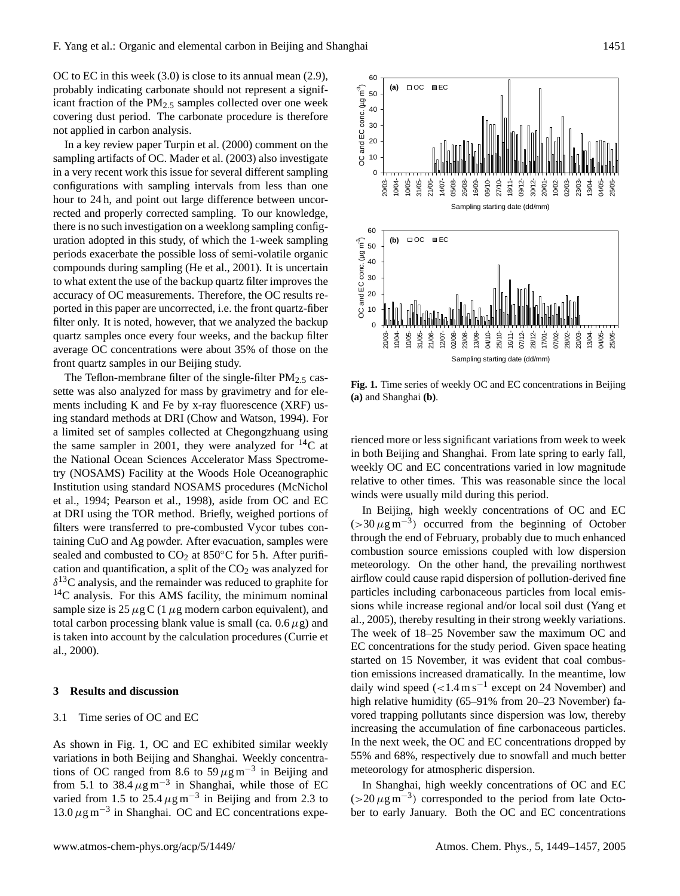OC to EC in this week (3.0) is close to its annual mean (2.9), probably indicating carbonate should not represent a significant fraction of the $PM_{2.5}$ samples collected over one week covering dust period. The carbonate procedure is therefore not applied in carbon analysis.

In a key review paper Turpin et al. (2000) comment on the sampling artifacts of OC. Mader et al. (2003) also investigate in a very recent work this issue for several different sampling configurations with sampling intervals from less than one hour to 24 h, and point out large difference between uncorrected and properly corrected sampling. To our knowledge, there is no such investigation on a weeklong sampling configuration adopted in this study, of which the 1-week sampling periods exacerbate the possible loss of semi-volatile organic compounds during sampling (He et al., 2001). It is uncertain to what extent the use of the backup quartz filter improves the accuracy of OC measurements. Therefore, the OC results reported in this paper are uncorrected, i.e. the front quartz-fiber filter only. It is noted, however, that we analyzed the backup quartz samples once every four weeks, and the backup filter average OC concentrations were about 35% of those on the front quartz samples in our Beijing study.

The Teflon-membrane filter of the single-filter $PM_{2.5}$ cassette was also analyzed for mass by gravimetry and for elements including K and Fe by x-ray fluorescence (XRF) using standard methods at DRI (Chow and Watson, 1994). For a limited set of samples collected at Chegongzhuang using the same sampler in 2001, they were analyzed for $^{14}C$ at the National Ocean Sciences Accelerator Mass Spectrometry (NOSAMS) Facility at the Woods Hole Oceanographic Institution using standard NOSAMS procedures (McNichol et al., 1994; Pearson et al., 1998), aside from OC and EC at DRI using the TOR method. Briefly, weighed portions of filters were transferred to pre-combusted Vycor tubes containing CuO and Ag powder. After evacuation, samples were sealed and combusted to $CO_2$ at 850°C for 5 h. After purification and quantification, a split of the $CO_2$ was analyzed for $\delta^{13}C$ analysis, and the remainder was reduced to graphite for $^{14}C$ analysis. For this AMS facility, the minimum nominal sample size is $25\,\mu g$ C ($1\,\mu g$ modern carbon equivalent), and total carbon processing blank value is small (ca. $0.6\,\mu g$) and is taken into account by the calculation procedures (Currie et al., 2000).

## 3 Results and discussion

### 3.1 Time series of OC and EC

As shown in Fig. 1, OC and EC exhibited similar weekly variations in both Beijing and Shanghai. Weekly concentrations of OC ranged from 8.6 to $59\,\mu g\,m^{-3}$ in Beijing and from 5.1 to $38.4\,\mu g\,m^{-3}$ in Shanghai, while those of EC varied from 1.5 to $25.4\,\mu g\,m^{-3}$ in Beijing and from 2.3 to $13.0\,\mu g\,m^{-3}$ in Shanghai. OC and EC concentrations experienced more or less significant variations from week to week in both Beijing and Shanghai. From late spring to early fall, weekly OC and EC concentrations varied in low magnitude relative to other times. This was reasonable since the local winds were usually mild during this period.

**Fig. 1.** Time series of weekly OC and EC concentrations in Beijing **(a)** and Shanghai **(b)**.

In Beijing, high weekly concentrations of OC and EC ($>30\,\mu g\,m^{-3}$) occurred from the beginning of October through the end of February, probably due to much enhanced combustion source emissions coupled with low dispersion meteorology. On the other hand, the prevailing northwest airflow could cause rapid dispersion of pollution-derived fine particles including carbonaceous particles from local emissions while increase regional and/or local soil dust (Yang et al., 2005), thereby resulting in their strong weekly variations. The week of 18–25 November saw the maximum OC and EC concentrations for the study period. Given space heating started on 15 November, it was evident that coal combustion emissions increased dramatically. In the meantime, low daily wind speed ($<1.4\,m\,s^{-1}$ except on 24 November) and high relative humidity (65–91% from 20–23 November) favored trapping pollutants since dispersion was low, thereby increasing the accumulation of fine carbonaceous particles. In the next week, the OC and EC concentrations dropped by 55% and 68%, respectively due to snowfall and much better meteorology for atmospheric dispersion.

In Shanghai, high weekly concentrations of OC and EC ($>20\,\mu g\,m^{-3}$) corresponded to the period from late October to early January. Both the OC and EC concentrations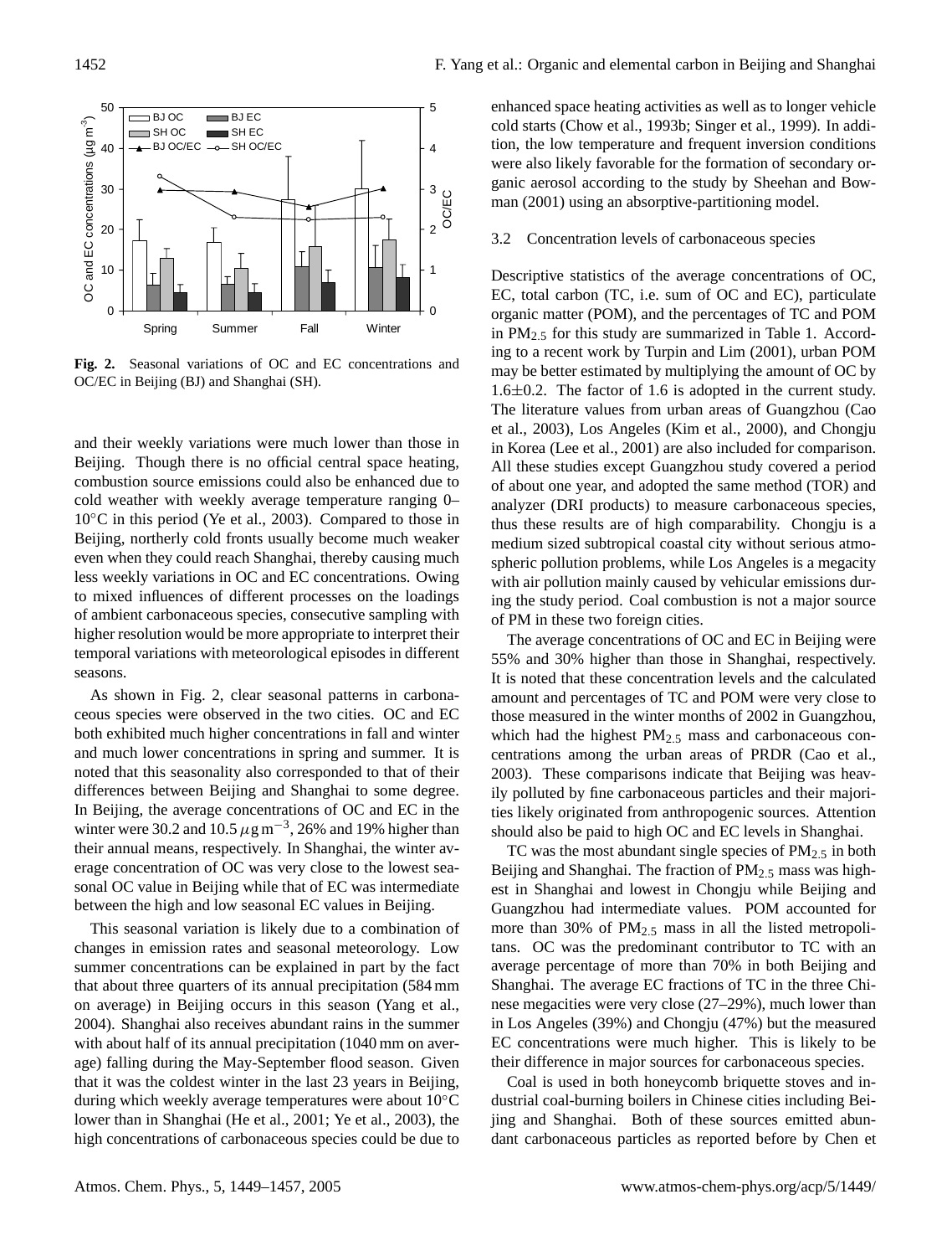**Fig. 2.** Seasonal variations of OC and EC concentrations and OC/EC in Beijing (BJ) and Shanghai (SH).

and their weekly variations were much lower than those in Beijing. Though there is no official central space heating, combustion source emissions could also be enhanced due to cold weather with weekly average temperature ranging 0–10°C in this period (Ye et al., 2003). Compared to those in Beijing, northerly cold fronts usually become much weaker even when they could reach Shanghai, thereby causing much less weekly variations in OC and EC concentrations. Owing to mixed influences of different processes on the loadings of ambient carbonaceous species, consecutive sampling with higher resolution would be more appropriate to interpret their temporal variations with meteorological episodes in different seasons.

As shown in Fig. 2, clear seasonal patterns in carbonaceous species were observed in the two cities. OC and EC both exhibited much higher concentrations in fall and winter and much lower concentrations in spring and summer. It is noted that this seasonality also corresponded to that of their differences between Beijing and Shanghai to some degree. In Beijing, the average concentrations of OC and EC in the winter were 30.2 and 10.5 $\mu g\,m^{-3}$, 26% and 19% higher than their annual means, respectively. In Shanghai, the winter average concentration of OC was very close to the lowest seasonal OC value in Beijing while that of EC was intermediate between the high and low seasonal EC values in Beijing.

This seasonal variation is likely due to a combination of changes in emission rates and seasonal meteorology. Low summer concentrations can be explained in part by the fact that about three quarters of its annual precipitation (584 mm on average) in Beijing occurs in this season (Yang et al., 2004). Shanghai also receives abundant rains in the summer with about half of its annual precipitation (1040 mm on average) falling during the May-September flood season. Given that it was the coldest winter in the last 23 years in Beijing, during which weekly average temperatures were about 10°C lower than in Shanghai (He et al., 2001; Ye et al., 2003), the high concentrations of carbonaceous species could be due to enhanced space heating activities as well as to longer vehicle cold starts (Chow et al., 1993b; Singer et al., 1999). In addition, the low temperature and frequent inversion conditions were also likely favorable for the formation of secondary organic aerosol according to the study by Sheehan and Bowman (2001) using an absorptive-partitioning model.

### 3.2 Concentration levels of carbonaceous species

Descriptive statistics of the average concentrations of OC, EC, total carbon (TC, i.e. sum of OC and EC), particulate organic matter (POM), and the percentages of TC and POM in $PM_{2.5}$ for this study are summarized in Table 1. According to a recent work by Turpin and Lim (2001), urban POM may be better estimated by multiplying the amount of OC by 1.6±0.2. The factor of 1.6 is adopted in the current study. The literature values from urban areas of Guangzhou (Cao et al., 2003), Los Angeles (Kim et al., 2000), and Chongju in Korea (Lee et al., 2001) are also included for comparison. All these studies except Guangzhou study covered a period of about one year, and adopted the same method (TOR) and analyzer (DRI products) to measure carbonaceous species, thus these results are of high comparability. Chongju is a medium sized subtropical coastal city without serious atmospheric pollution problems, while Los Angeles is a megacity with air pollution mainly caused by vehicular emissions during the study period. Coal combustion is not a major source of PM in these two foreign cities.

The average concentrations of OC and EC in Beijing were 55% and 30% higher than those in Shanghai, respectively. It is noted that these concentration levels and the calculated amount and percentages of TC and POM were very close to those measured in the winter months of 2002 in Guangzhou, which had the highest $PM_{2.5}$ mass and carbonaceous concentrations among the urban areas of PRDR (Cao et al., 2003). These comparisons indicate that Beijing was heavily polluted by fine carbonaceous particles and their majorities likely originated from anthropogenic sources. Attention should also be paid to high OC and EC levels in Shanghai.

TC was the most abundant single species of $PM_{2.5}$ in both Beijing and Shanghai. The fraction of $PM_{2.5}$ mass was highest in Shanghai and lowest in Chongju while Beijing and Guangzhou had intermediate values. POM accounted for more than 30% of $PM_{2.5}$ mass in all the listed metropolitans. OC was the predominant contributor to TC with an average percentage of more than 70% in both Beijing and Shanghai. The average EC fractions of TC in the three Chinese megacities were very close (27–29%), much lower than in Los Angeles (39%) and Chongju (47%) but the measured EC concentrations were much higher. This is likely to be their difference in major sources for carbonaceous species.

Coal is used in both honeycomb briquette stoves and industrial coal-burning boilers in Chinese cities including Beijing and Shanghai. Both of these sources emitted abundant carbonaceous particles as reported before by Chen et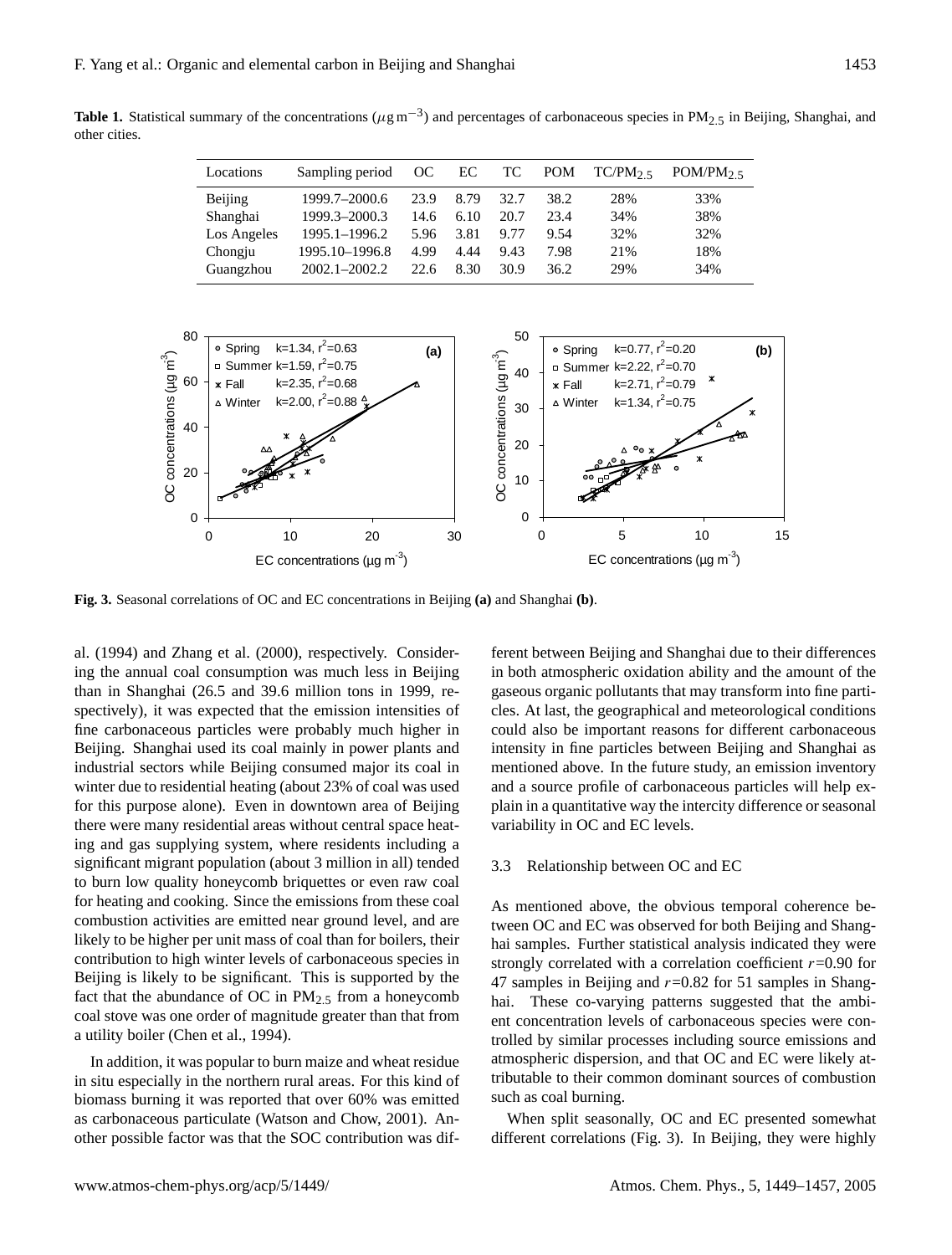**Table 1.** Statistical summary of the concentrations ($\mu g\, m^{-3}$) and percentages of carbonaceous species in $PM_{2.5}$ in Beijing, Shanghai, and other cities.

| Locations | Sampling period | OC | EC | TC | POM | $TC/PM_{2.5}$ | $POM/PM_{2.5}$ |
|---|---|---|---|---|---|---|---|
| Beijing | 1999.7–2000.6 | 23.9 | 8.79 | 32.7 | 38.2 | 28% | 33% |
| Shanghai | 1999.3–2000.3 | 14.6 | 6.10 | 20.7 | 23.4 | 34% | 38% |
| Los Angeles | 1995.1–1996.2 | 5.96 | 3.81 | 9.77 | 9.54 | 32% | 32% |
| Chongju | 1995.10–1996.8 | 4.99 | 4.44 | 9.43 | 7.98 | 21% | 18% |
| Guangzhou | 2002.1–2002.2 | 22.6 | 8.30 | 30.9 | 36.2 | 29% | 34% |

**Fig. 3.** Seasonal correlations of OC and EC concentrations in Beijing **(a)** and Shanghai **(b)**.

al. (1994) and Zhang et al. (2000), respectively. Considering the annual coal consumption was much less in Beijing than in Shanghai (26.5 and 39.6 million tons in 1999, respectively), it was expected that the emission intensities of fine carbonaceous particles were probably much higher in Beijing. Shanghai used its coal mainly in power plants and industrial sectors while Beijing consumed major its coal in winter due to residential heating (about 23% of coal was used for this purpose alone). Even in downtown area of Beijing there were many residential areas without central space heating and gas supplying system, where residents including a significant migrant population (about 3 million in all) tended to burn low quality honeycomb briquettes or even raw coal for heating and cooking. Since the emissions from these coal combustion activities are emitted near ground level, and are likely to be higher per unit mass of coal than for boilers, their contribution to high winter levels of carbonaceous species in Beijing is likely to be significant. This is supported by the fact that the abundance of OC in $PM_{2.5}$ from a honeycomb coal stove was one order of magnitude greater than that from a utility boiler (Chen et al., 1994).

In addition, it was popular to burn maize and wheat residue in situ especially in the northern rural areas. For this kind of biomass burning it was reported that over 60% was emitted as carbonaceous particulate (Watson and Chow, 2001). Another possible factor was that the SOC contribution was different between Beijing and Shanghai due to their differences in both atmospheric oxidation ability and the amount of the gaseous organic pollutants that may transform into fine particles. At last, the geographical and meteorological conditions could also be important reasons for different carbonaceous intensity in fine particles between Beijing and Shanghai as mentioned above. In the future study, an emission inventory and a source profile of carbonaceous particles will help explain in a quantitative way the intercity difference or seasonal variability in OC and EC levels.

### 3.3 Relationship between OC and EC

As mentioned above, the obvious temporal coherence between OC and EC was observed for both Beijing and Shanghai samples. Further statistical analysis indicated they were strongly correlated with a correlation coefficient $r$=0.90 for 47 samples in Beijing and $r$=0.82 for 51 samples in Shanghai. These co-varying patterns suggested that the ambient concentration levels of carbonaceous species were controlled by similar processes including source emissions and atmospheric dispersion, and that OC and EC were likely attributable to their common dominant sources of combustion such as coal burning.

When split seasonally, OC and EC presented somewhat different correlations (Fig. 3). In Beijing, they were highly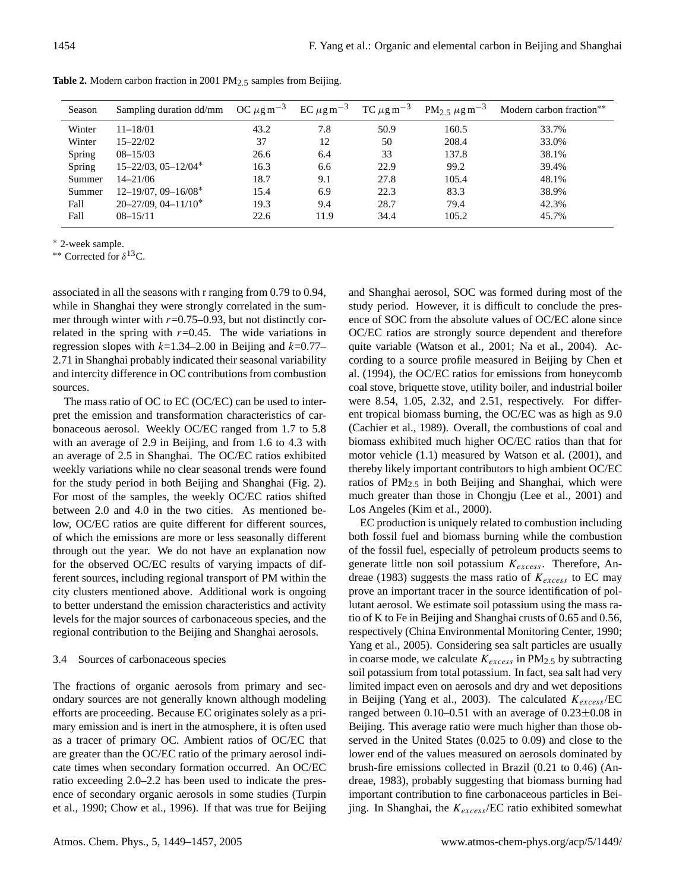**Table 2.** Modern carbon fraction in 2001 $PM_{2.5}$ samples from Beijing.

| Season | Sampling duration dd/mm | OC $\mu g\,m^{-3}$ | EC $\mu g\,m^{-3}$ | TC $\mu g\,m^{-3}$ | $PM_{2.5}$ $\mu g\,m^{-3}$ | Modern carbon fraction** |
|---|---|---|---|---|---|---|
| Winter | 11–18/01 | 43.2 | 7.8 | 50.9 | 160.5 | 33.7% |
| Winter | 15–22/02 | 37 | 12 | 50 | 208.4 | 33.0% |
| Spring | 08–15/03 | 26.6 | 6.4 | 33 | 137.8 | 38.1% |
| Spring | 15–22/03, 05–12/04* | 16.3 | 6.6 | 22.9 | 99.2 | 39.4% |
| Summer | 14–21/06 | 18.7 | 9.1 | 27.8 | 105.4 | 48.1% |
| Summer | 12–19/07, 09–16/08* | 15.4 | 6.9 | 22.3 | 83.3 | 38.9% |
| Fall | 20–27/09, 04–11/10* | 19.3 | 9.4 | 28.7 | 79.4 | 42.3% |
| Fall | 08–15/11 | 22.6 | 11.9 | 34.4 | 105.2 | 45.7% |

* 2-week sample.
** Corrected for $\delta^{13}$C.

associated in all the seasons with r ranging from 0.79 to 0.94, while in Shanghai they were strongly correlated in the summer through winter with $r$=0.75–0.93, but not distinctly correlated in the spring with $r$=0.45. The wide variations in regression slopes with $k$=1.34–2.00 in Beijing and $k$=0.77–2.71 in Shanghai probably indicated their seasonal variability and intercity difference in OC contributions from combustion sources.

The mass ratio of OC to EC (OC/EC) can be used to interpret the emission and transformation characteristics of carbonaceous aerosol. Weekly OC/EC ranged from 1.7 to 5.8 with an average of 2.9 in Beijing, and from 1.6 to 4.3 with an average of 2.5 in Shanghai. The OC/EC ratios exhibited weekly variations while no clear seasonal trends were found for the study period in both Beijing and Shanghai (Fig. 2). For most of the samples, the weekly OC/EC ratios shifted between 2.0 and 4.0 in the two cities. As mentioned below, OC/EC ratios are quite different for different sources, of which the emissions are more or less seasonally different through out the year. We do not have an explanation now for the observed OC/EC results of varying impacts of different sources, including regional transport of PM within the city clusters mentioned above. Additional work is ongoing to better understand the emission characteristics and activity levels for the major sources of carbonaceous species, and the regional contribution to the Beijing and Shanghai aerosols.

### 3.4 Sources of carbonaceous species

The fractions of organic aerosols from primary and secondary sources are not generally known although modeling efforts are proceeding. Because EC originates solely as a primary emission and is inert in the atmosphere, it is often used as a tracer of primary OC. Ambient ratios of OC/EC that are greater than the OC/EC ratio of the primary aerosol indicate times when secondary formation occurred. An OC/EC ratio exceeding 2.0–2.2 has been used to indicate the presence of secondary organic aerosols in some studies (Turpin et al., 1990; Chow et al., 1996). If that was true for Beijing and Shanghai aerosol, SOC was formed during most of the study period. However, it is difficult to conclude the presence of SOC from the absolute values of OC/EC alone since OC/EC ratios are strongly source dependent and therefore quite variable (Watson et al., 2001; Na et al., 2004). According to a source profile measured in Beijing by Chen et al. (1994), the OC/EC ratios for emissions from honeycomb coal stove, briquette stove, utility boiler, and industrial boiler were 8.54, 1.05, 2.32, and 2.51, respectively. For different tropical biomass burning, the OC/EC was as high as 9.0 (Cachier et al., 1989). Overall, the combustions of coal and biomass exhibited much higher OC/EC ratios than that for motor vehicle (1.1) measured by Watson et al. (2001), and thereby likely important contributors to high ambient OC/EC ratios of $PM_{2.5}$ in both Beijing and Shanghai, which were much greater than those in Chongju (Lee et al., 2001) and Los Angeles (Kim et al., 2000).

EC production is uniquely related to combustion including both fossil fuel and biomass burning while the combustion of the fossil fuel, especially of petroleum products seems to generate little non soil potassium $K_{excess}$. Therefore, Andreae (1983) suggests the mass ratio of $K_{excess}$ to EC may prove an important tracer in the source identification of pollutant aerosol. We estimate soil potassium using the mass ratio of K to Fe in Beijing and Shanghai crusts of 0.65 and 0.56, respectively (China Environmental Monitoring Center, 1990; Yang et al., 2005). Considering sea salt particles are usually in coarse mode, we calculate $K_{excess}$ in $PM_{2.5}$ by subtracting soil potassium from total potassium. In fact, sea salt had very limited impact even on aerosols and dry and wet depositions in Beijing (Yang et al., 2003). The calculated $K_{excess}$/EC ranged between 0.10–0.51 with an average of 0.23±0.08 in Beijing. This average ratio were much higher than those observed in the United States (0.025 to 0.09) and close to the lower end of the values measured on aerosols dominated by brush-fire emissions collected in Brazil (0.21 to 0.46) (Andreae, 1983), probably suggesting that biomass burning had important contribution to fine carbonaceous particles in Beijing. In Shanghai, the $K_{excess}$/EC ratio exhibited somewhat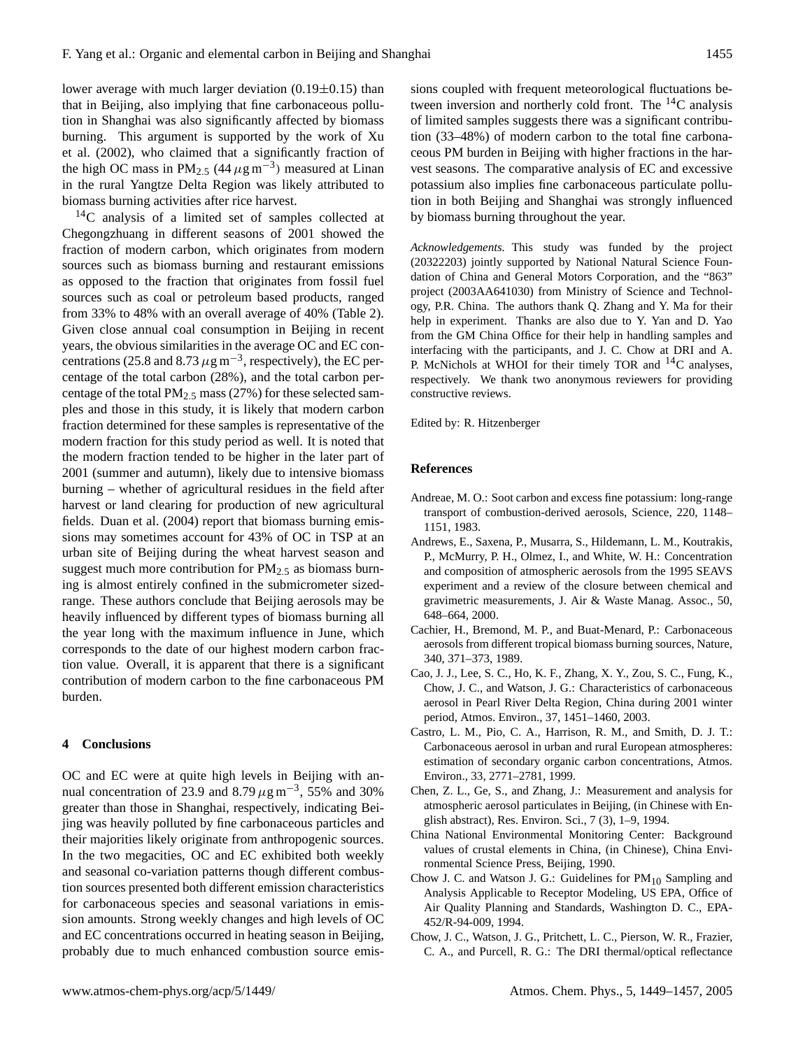lower average with much larger deviation (0.19±0.15) than that in Beijing, also implying that fine carbonaceous pollution in Shanghai was also significantly affected by biomass burning. This argument is supported by the work of Xu et al. (2002), who claimed that a significantly fraction of the high OC mass in $PM_{2.5}$ (44 $\mu g\,m^{-3}$) measured at Linan in the rural Yangtze Delta Region was likely attributed to biomass burning activities after rice harvest.

$^{14}C$ analysis of a limited set of samples collected at Chegongzhuang in different seasons of 2001 showed the fraction of modern carbon, which originates from modern sources such as biomass burning and restaurant emissions as opposed to the fraction that originates from fossil fuel sources such as coal or petroleum based products, ranged from 33% to 48% with an overall average of 40% (Table 2). Given close annual coal consumption in Beijing in recent years, the obvious similarities in the average OC and EC concentrations (25.8 and 8.73 $\mu g\,m^{-3}$, respectively), the EC percentage of the total carbon (28%), and the total carbon percentage of the total $PM_{2.5}$ mass (27%) for these selected samples and those in this study, it is likely that modern carbon fraction determined for these samples is representative of the modern fraction for this study period as well. It is noted that the modern fraction tended to be higher in the later part of 2001 (summer and autumn), likely due to intensive biomass burning – whether of agricultural residues in the field after harvest or land clearing for production of new agricultural fields. Duan et al. (2004) report that biomass burning emissions may sometimes account for 43% of OC in TSP at an urban site of Beijing during the wheat harvest season and suggest much more contribution for $PM_{2.5}$ as biomass burning is almost entirely confined in the submicrometer sized-range. These authors conclude that Beijing aerosols may be heavily influenced by different types of biomass burning all the year long with the maximum influence in June, which corresponds to the date of our highest modern carbon fraction value. Overall, it is apparent that there is a significant contribution of modern carbon to the fine carbonaceous PM burden.

## 4 Conclusions

OC and EC were at quite high levels in Beijing with annual concentration of 23.9 and 8.79 $\mu g\,m^{-3}$, 55% and 30% greater than those in Shanghai, respectively, indicating Beijing was heavily polluted by fine carbonaceous particles and their majorities likely originate from anthropogenic sources. In the two megacities, OC and EC exhibited both weekly and seasonal co-variation patterns though different combustion sources presented both different emission characteristics for carbonaceous species and seasonal variations in emission amounts. Strong weekly changes and high levels of OC and EC concentrations occurred in heating season in Beijing, probably due to much enhanced combustion source emissions coupled with frequent meteorological fluctuations between inversion and northerly cold front. The $^{14}C$ analysis of limited samples suggests there was a significant contribution (33–48%) of modern carbon to the total fine carbonaceous PM burden in Beijing with higher fractions in the harvest seasons. The comparative analysis of EC and excessive potassium also implies fine carbonaceous particulate pollution in both Beijing and Shanghai was strongly influenced by biomass burning throughout the year.

*Acknowledgements.* This study was funded by the project (20322203) jointly supported by National Natural Science Foundation of China and General Motors Corporation, and the "863" project (2003AA641030) from Ministry of Science and Technology, P.R. China. The authors thank Q. Zhang and Y. Ma for their help in experiment. Thanks are also due to Y. Yan and D. Yao from the GM China Office for their help in handling samples and interfacing with the participants, and J. C. Chow at DRI and A. P. McNichols at WHOI for their timely TOR and $^{14}C$ analyses, respectively. We thank two anonymous reviewers for providing constructive reviews.

Edited by: R. Hitzenberger

## References

Andreae, M. O.: Soot carbon and excess fine potassium: long-range transport of combustion-derived aerosols, Science, 220, 1148–1151, 1983.

Andrews, E., Saxena, P., Musarra, S., Hildemann, L. M., Koutrakis, P., McMurry, P. H., Olmez, I., and White, W. H.: Concentration and composition of atmospheric aerosols from the 1995 SEAVS experiment and a review of the closure between chemical and gravimetric measurements, J. Air & Waste Manag. Assoc., 50, 648–664, 2000.

Cachier, H., Bremond, M. P., and Buat-Menard, P.: Carbonaceous aerosols from different tropical biomass burning sources, Nature, 340, 371–373, 1989.

Cao, J. J., Lee, S. C., Ho, K. F., Zhang, X. Y., Zou, S. C., Fung, K., Chow, J. C., and Watson, J. G.: Characteristics of carbonaceous aerosol in Pearl River Delta Region, China during 2001 winter period, Atmos. Environ., 37, 1451–1460, 2003.

Castro, L. M., Pio, C. A., Harrison, R. M., and Smith, D. J. T.: Carbonaceous aerosol in urban and rural European atmospheres: estimation of secondary organic carbon concentrations, Atmos. Environ., 33, 2771–2781, 1999.

Chen, Z. L., Ge, S., and Zhang, J.: Measurement and analysis for atmospheric aerosol particulates in Beijing, (in Chinese with English abstract), Res. Environ. Sci., 7 (3), 1–9, 1994.

China National Environmental Monitoring Center: Background values of crustal elements in China, (in Chinese), China Environmental Science Press, Beijing, 1990.

Chow J. C. and Watson J. G.: Guidelines for $PM_{10}$ Sampling and Analysis Applicable to Receptor Modeling, US EPA, Office of Air Quality Planning and Standards, Washington D. C., EPA-452/R-94-009, 1994.

Chow, J. C., Watson, J. G., Pritchett, L. C., Pierson, W. R., Frazier, C. A., and Purcell, R. G.: The DRI thermal/optical reflectance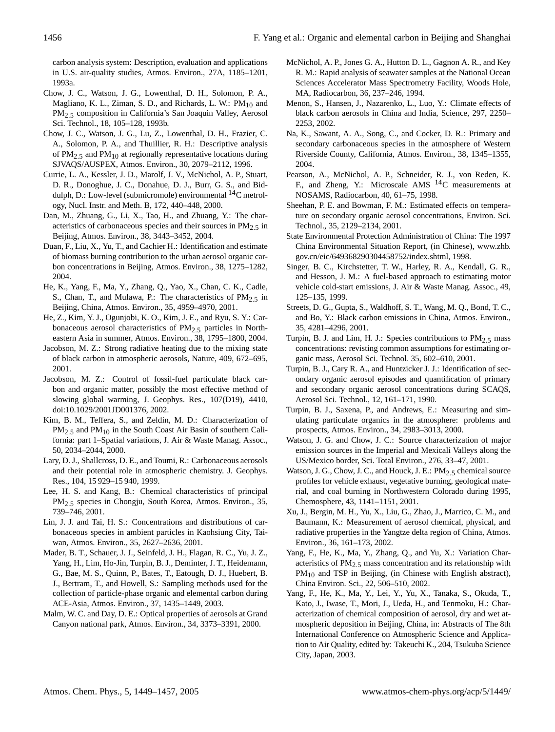carbon analysis system: Description, evaluation and applications in U.S. air-quality studies, Atmos. Environ., 27A, 1185–1201, 1993a.

Chow, J. C., Watson, J. G., Lowenthal, D. H., Solomon, P. A., Magliano, K. L., Ziman, S. D., and Richards, L. W.: $PM_{10}$ and $PM_{2.5}$ composition in California's San Joaquin Valley, Aerosol Sci. Technol., 18, 105–128, 1993b.

Chow, J. C., Watson, J. G., Lu, Z., Lowenthal, D. H., Frazier, C. A., Solomon, P. A., and Thuillier, R. H.: Descriptive analysis of $PM_{2.5}$ and $PM_{10}$ at regionally representative locations during SJVAQS/AUSPEX, Atmos. Environ., 30, 2079–2112, 1996.

Currie, L. A., Kessler, J. D., Marolf, J. V., McNichol, A. P., Stuart, D. R., Donoghue, J. C., Donahue, D. J., Burr, G. S., and Biddulph, D.: Low-level (submicromole) environmental $^{14}C$ metrology, Nucl. Instr. and Meth. B, 172, 440–448, 2000.

Dan, M., Zhuang, G., Li, X., Tao, H., and Zhuang, Y.: The characteristics of carbonaceous species and their sources in $PM_{2.5}$ in Beijing, Atmos. Environ., 38, 3443–3452, 2004.

Duan, F., Liu, X., Yu, T., and Cachier H.: Identification and estimate of biomass burning contribution to the urban aerosol organic carbon concentrations in Beijing, Atmos. Environ., 38, 1275–1282, 2004.

He, K., Yang, F., Ma, Y., Zhang, Q., Yao, X., Chan, C. K., Cadle, S., Chan, T., and Mulawa, P.: The characteristics of $PM_{2.5}$ in Beijing, China, Atmos. Environ., 35, 4959–4970, 2001.

He, Z., Kim, Y. J., Ogunjobi, K. O., Kim, J. E., and Ryu, S. Y.: Carbonaceous aerosol characteristics of $PM_{2.5}$ particles in Northeastern Asia in summer, Atmos. Environ., 38, 1795–1800, 2004.

Jacobson, M. Z.: Strong radiative heating due to the mixing state of black carbon in atmospheric aerosols, Nature, 409, 672–695, 2001.

Jacobson, M. Z.: Control of fossil-fuel particulate black carbon and organic matter, possibly the most effective method of slowing global warming, J. Geophys. Res., 107(D19), 4410, doi:10.1029/2001JD001376, 2002.

Kim, B. M., Teffera, S., and Zeldin, M. D.: Characterization of $PM_{2.5}$ and $PM_{10}$ in the South Coast Air Basin of southern California: part 1–Spatial variations, J. Air & Waste Manag. Assoc., 50, 2034–2044, 2000.

Lary, D. J., Shallcross, D. E., and Toumi, R.: Carbonaceous aerosols and their potential role in atmospheric chemistry. J. Geophys. Res., 104, 15 929–15 940, 1999.

Lee, H. S. and Kang, B.: Chemical characteristics of principal $PM_{2.5}$ species in Chongju, South Korea, Atmos. Environ., 35, 739–746, 2001.

Lin, J. J. and Tai, H. S.: Concentrations and distributions of carbonaceous species in ambient particles in Kaohsiung City, Taiwan, Atmos. Environ., 35, 2627–2636, 2001.

Mader, B. T., Schauer, J. J., Seinfeld, J. H., Flagan, R. C., Yu, J. Z., Yang, H., Lim, Ho-Jin, Turpin, B. J., Deminter, J. T., Heidemann, G., Bae, M. S., Quinn, P., Bates, T., Eatough, D. J., Huebert, B. J., Bertram, T., and Howell, S.: Sampling methods used for the collection of particle-phase organic and elemental carbon during ACE-Asia, Atmos. Environ., 37, 1435–1449, 2003.

Malm, W. C. and Day, D. E.: Optical properties of aerosols at Grand Canyon national park, Atmos. Environ., 34, 3373–3391, 2000.

McNichol, A. P., Jones G. A., Hutton D. L., Gagnon A. R., and Key R. M.: Rapid analysis of seawater samples at the National Ocean Sciences Accelerator Mass Spectrometry Facility, Woods Hole, MA, Radiocarbon, 36, 237–246, 1994.

Menon, S., Hansen, J., Nazarenko, L., Luo, Y.: Climate effects of black carbon aerosols in China and India, Science, 297, 2250–2253, 2002.

Na, K., Sawant, A. A., Song, C., and Cocker, D. R.: Primary and secondary carbonaceous species in the atmosphere of Western Riverside County, California, Atmos. Environ., 38, 1345–1355, 2004.

Pearson, A., McNichol, A. P., Schneider, R. J., von Reden, K. F., and Zheng, Y.: Microscale AMS $^{14}C$ measurements at NOSAMS, Radiocarbon, 40, 61–75, 1998.

Sheehan, P. E. and Bowman, F. M.: Estimated effects on temperature on secondary organic aerosol concentrations, Environ. Sci. Technol., 35, 2129–2134, 2001.

State Environmental Protection Administration of China: The 1997 China Environmental Situation Report, (in Chinese), www.zhb.gov.cn/eic/649368290304458752/index.shtml, 1998.

Singer, B. C., Kirchstetter, T. W., Harley, R. A., Kendall, G. R., and Hesson, J. M.: A fuel-based approach to estimating motor vehicle cold-start emissions, J. Air & Waste Manag. Assoc., 49, 125–135, 1999.

Streets, D. G., Gupta, S., Waldhoff, S. T., Wang, M. Q., Bond, T. C., and Bo, Y.: Black carbon emissions in China, Atmos. Environ., 35, 4281–4296, 2001.

Turpin, B. J. and Lim, H. J.: Species contributions to $PM_{2.5}$ mass concentrations: revisting common assumptions for estimating organic mass, Aerosol Sci. Technol. 35, 602–610, 2001.

Turpin, B. J., Cary R. A., and Huntzicker J. J.: Identification of secondary organic aerosol episodes and quantification of primary and secondary organic aerosol concentrations during SCAQS, Aerosol Sci. Technol., 12, 161–171, 1990.

Turpin, B. J., Saxena, P., and Andrews, E.: Measuring and simulating particulate organics in the atmosphere: problems and prospects, Atmos. Environ., 34, 2983–3013, 2000.

Watson, J. G. and Chow, J. C.: Source characterization of major emission sources in the Imperial and Mexicali Valleys along the US/Mexico border, Sci. Total Environ., 276, 33–47, 2001.

Watson, J. G., Chow, J. C., and Houck, J. E.: $PM_{2.5}$ chemical source profiles for vehicle exhaust, vegetative burning, geological material, and coal burning in Northwestern Colorado during 1995, Chemosphere, 43, 1141–1151, 2001.

Xu, J., Bergin, M. H., Yu, X., Liu, G., Zhao, J., Marrico, C. M., and Baumann, K.: Measurement of aerosol chemical, physical, and radiative properties in the Yangtze delta region of China, Atmos. Environ., 36, 161–173, 2002.

Yang, F., He, K., Ma, Y., Zhang, Q., and Yu, X.: Variation Characteristics of $PM_{2.5}$ mass concentration and its relationship with $PM_{10}$ and TSP in Beijing, (in Chinese with English abstract), China Environ. Sci., 22, 506–510, 2002.

Yang, F., He, K., Ma, Y., Lei, Y., Yu, X., Tanaka, S., Okuda, T., Kato, J., Iwase, T., Mori, J., Ueda, H., and Tenmoku, H.: Characterization of chemical composition of aerosol, dry and wet atmospheric deposition in Beijing, China, in: Abstracts of The 8th International Conference on Atmospheric Science and Application to Air Quality, edited by: Takeuchi K., 204, Tsukuba Science City, Japan, 2003.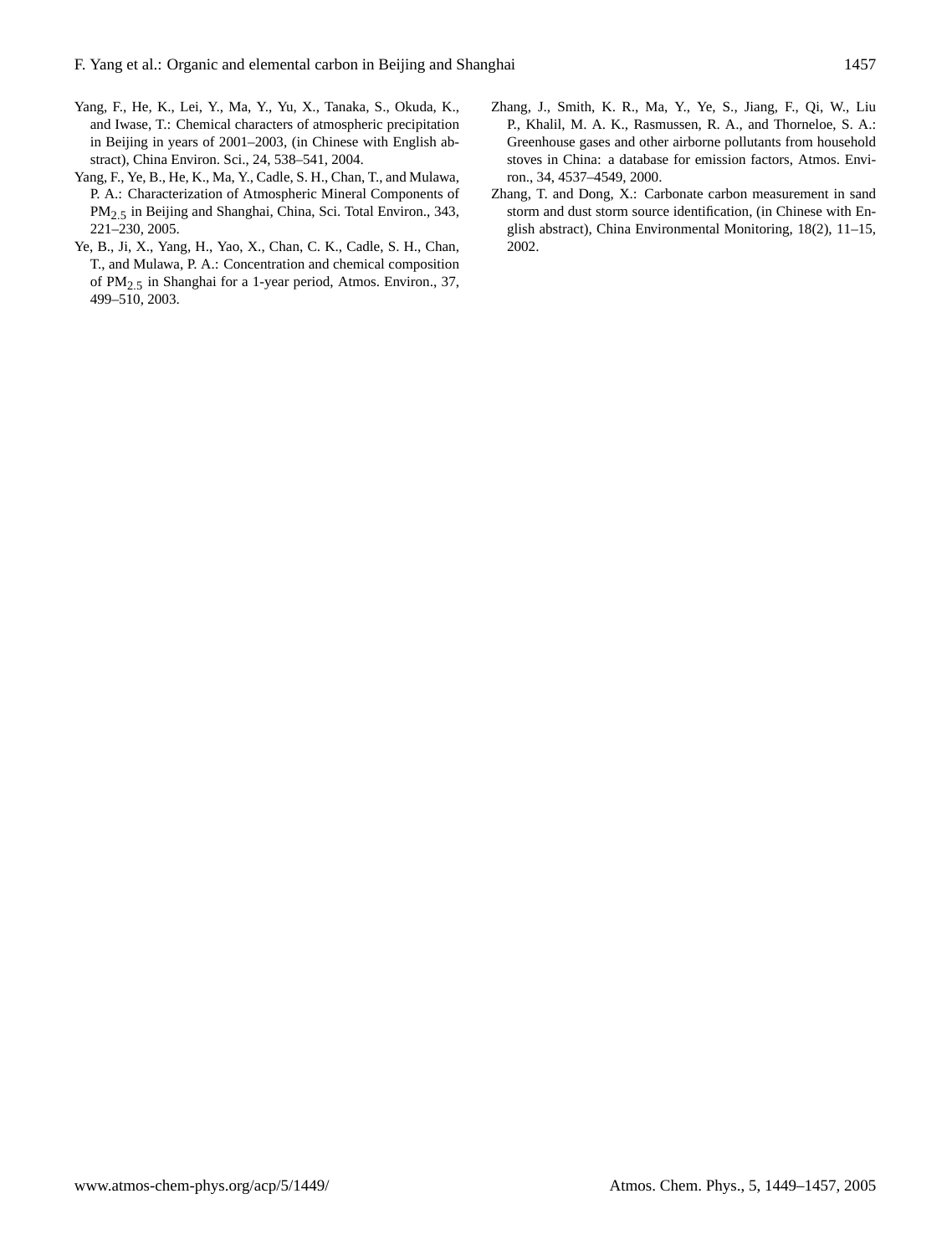Yang, F., He, K., Lei, Y., Ma, Y., Yu, X., Tanaka, S., Okuda, K., and Iwase, T.: Chemical characters of atmospheric precipitation in Beijing in years of 2001–2003, (in Chinese with English abstract), China Environ. Sci., 24, 538–541, 2004.

Yang, F., Ye, B., He, K., Ma, Y., Cadle, S. H., Chan, T., and Mulawa, P. A.: Characterization of Atmospheric Mineral Components of $PM_{2.5}$ in Beijing and Shanghai, China, Sci. Total Environ., 343, 221–230, 2005.

Ye, B., Ji, X., Yang, H., Yao, X., Chan, C. K., Cadle, S. H., Chan, T., and Mulawa, P. A.: Concentration and chemical composition of $PM_{2.5}$ in Shanghai for a 1-year period, Atmos. Environ., 37, 499–510, 2003.

Zhang, J., Smith, K. R., Ma, Y., Ye, S., Jiang, F., Qi, W., Liu P., Khalil, M. A. K., Rasmussen, R. A., and Thorneloe, S. A.: Greenhouse gases and other airborne pollutants from household stoves in China: a database for emission factors, Atmos. Environ., 34, 4537–4549, 2000.

Zhang, T. and Dong, X.: Carbonate carbon measurement in sand storm and dust storm source identification, (in Chinese with English abstract), China Environmental Monitoring, 18(2), 11–15, 2002.